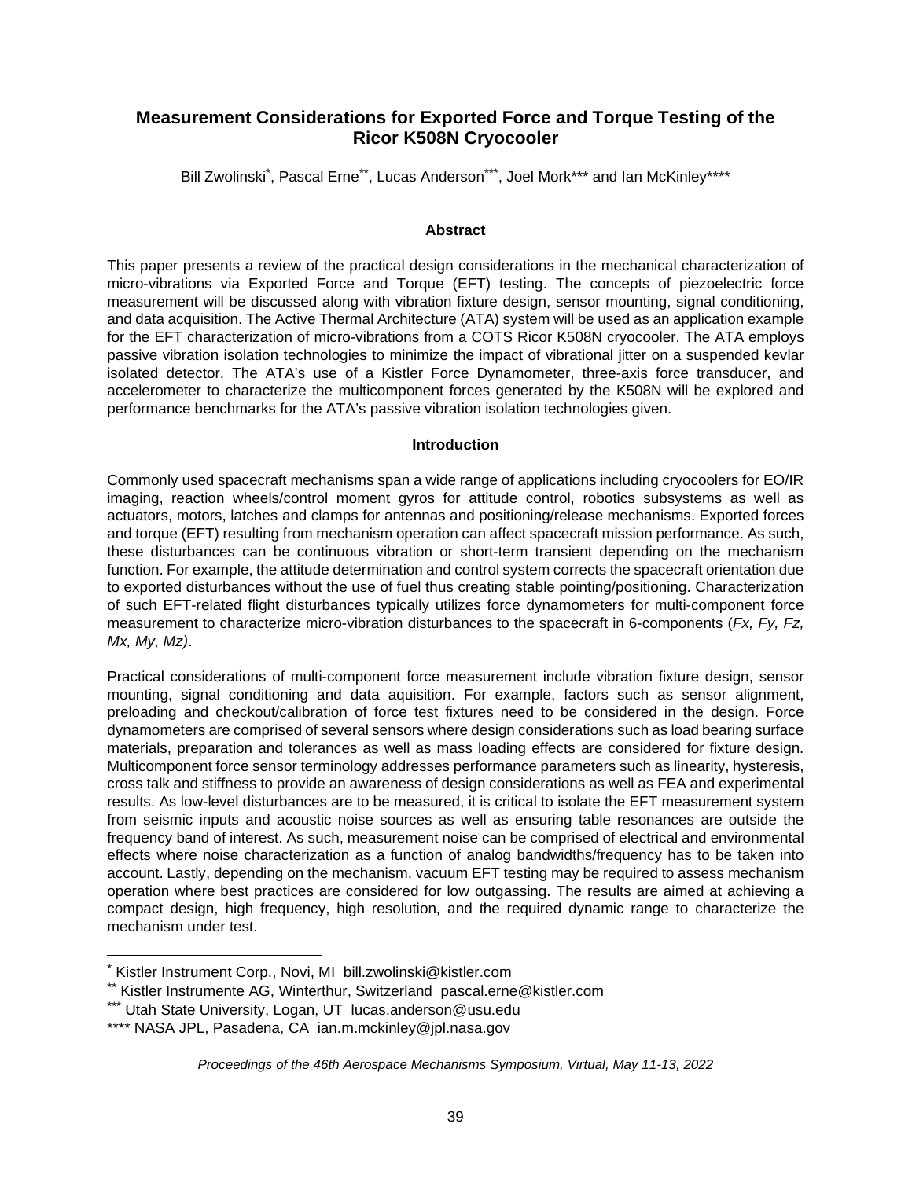# Measurement Considerations for Exported Force and Torque Testing of the Ricor K508N Cryocooler

Bill Zwolinski[*], Pascal Erne[**], Lucas Anderson[***], Joel Mork*** and Ian McKinley****

## Abstract

This paper presents a review of the practical design considerations in the mechanical characterization of micro-vibrations via Exported Force and Torque (EFT) testing. The concepts of piezoelectric force measurement will be discussed along with vibration fixture design, sensor mounting, signal conditioning, and data acquisition. The Active Thermal Architecture (ATA) system will be used as an application example for the EFT characterization of micro-vibrations from a COTS Ricor K508N cryocooler. The ATA employs passive vibration isolation technologies to minimize the impact of vibrational jitter on a suspended kevlar isolated detector. The ATA's use of a Kistler Force Dynamometer, three-axis force transducer, and accelerometer to characterize the multicomponent forces generated by the K508N will be explored and performance benchmarks for the ATA's passive vibration isolation technologies given.

## Introduction

Commonly used spacecraft mechanisms span a wide range of applications including cryocoolers for EO/IR imaging, reaction wheels/control moment gyros for attitude control, robotics subsystems as well as actuators, motors, latches and clamps for antennas and positioning/release mechanisms. Exported forces and torque (EFT) resulting from mechanism operation can affect spacecraft mission performance. As such, these disturbances can be continuous vibration or short-term transient depending on the mechanism function. For example, the attitude determination and control system corrects the spacecraft orientation due to exported disturbances without the use of fuel thus creating stable pointing/positioning. Characterization of such EFT-related flight disturbances typically utilizes force dynamometers for multi-component force measurement to characterize micro-vibration disturbances to the spacecraft in 6-components (*Fx, Fy, Fz, Mx, My, Mz)*.

Practical considerations of multi-component force measurement include vibration fixture design, sensor mounting, signal conditioning and data aquisition. For example, factors such as sensor alignment, preloading and checkout/calibration of force test fixtures need to be considered in the design. Force dynamometers are comprised of several sensors where design considerations such as load bearing surface materials, preparation and tolerances as well as mass loading effects are considered for fixture design. Multicomponent force sensor terminology addresses performance parameters such as linearity, hysteresis, cross talk and stiffness to provide an awareness of design considerations as well as FEA and experimental results. As low-level disturbances are to be measured, it is critical to isolate the EFT measurement system from seismic inputs and acoustic noise sources as well as ensuring table resonances are outside the frequency band of interest. As such, measurement noise can be comprised of electrical and environmental effects where noise characterization as a function of analog bandwidths/frequency has to be taken into account. Lastly, depending on the mechanism, vacuum EFT testing may be required to assess mechanism operation where best practices are considered for low outgassing. The results are aimed at achieving a compact design, high frequency, high resolution, and the required dynamic range to characterize the mechanism under test.

---

[*] Kistler Instrument Corp., Novi, MI bill.zwolinski@kistler.com

[**] Kistler Instrumente AG, Winterthur, Switzerland pascal.erne@kistler.com

[***] Utah State University, Logan, UT lucas.anderson@usu.edu

**** NASA JPL, Pasadena, CA ian.m.mckinley@jpl.nasa.gov

*Proceedings of the 46th Aerospace Mechanisms Symposium, Virtual, May 11-13, 2022*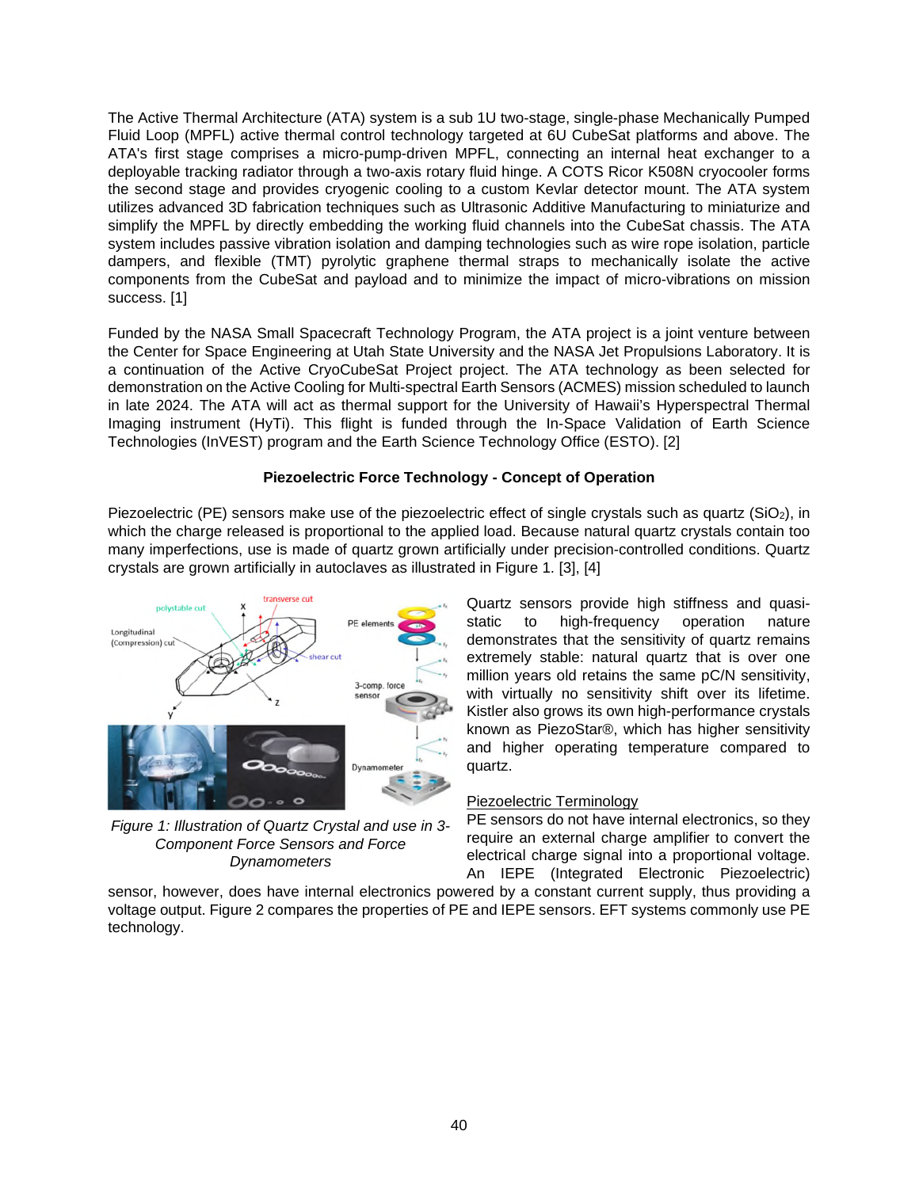The Active Thermal Architecture (ATA) system is a sub 1U two-stage, single-phase Mechanically Pumped Fluid Loop (MPFL) active thermal control technology targeted at 6U CubeSat platforms and above. The ATA's first stage comprises a micro-pump-driven MPFL, connecting an internal heat exchanger to a deployable tracking radiator through a two-axis rotary fluid hinge. A COTS Ricor K508N cryocooler forms the second stage and provides cryogenic cooling to a custom Kevlar detector mount. The ATA system utilizes advanced 3D fabrication techniques such as Ultrasonic Additive Manufacturing to miniaturize and simplify the MPFL by directly embedding the working fluid channels into the CubeSat chassis. The ATA system includes passive vibration isolation and damping technologies such as wire rope isolation, particle dampers, and flexible (TMT) pyrolytic graphene thermal straps to mechanically isolate the active components from the CubeSat and payload and to minimize the impact of micro-vibrations on mission success. [1]

Funded by the NASA Small Spacecraft Technology Program, the ATA project is a joint venture between the Center for Space Engineering at Utah State University and the NASA Jet Propulsions Laboratory. It is a continuation of the Active CryoCubeSat Project project. The ATA technology as been selected for demonstration on the Active Cooling for Multi-spectral Earth Sensors (ACMES) mission scheduled to launch in late 2024. The ATA will act as thermal support for the University of Hawaii's Hyperspectral Thermal Imaging instrument (HyTi). This flight is funded through the In-Space Validation of Earth Science Technologies (InVEST) program and the Earth Science Technology Office (ESTO). [2]

### Piezoelectric Force Technology - Concept of Operation

Piezoelectric (PE) sensors make use of the piezoelectric effect of single crystals such as quartz ($SiO_2$), in which the charge released is proportional to the applied load. Because natural quartz crystals contain too many imperfections, use is made of quartz grown artificially under precision-controlled conditions. Quartz crystals are grown artificially in autoclaves as illustrated in Figure 1. [3], [4]

*Figure 1: Illustration of Quartz Crystal and use in 3-Component Force Sensors and Force Dynamometers*

Quartz sensors provide high stiffness and quasi-static to high-frequency operation nature demonstrates that the sensitivity of quartz remains extremely stable: natural quartz that is over one million years old retains the same pC/N sensitivity, with virtually no sensitivity shift over its lifetime. Kistler also grows its own high-performance crystals known as PiezoStar®, which has higher sensitivity and higher operating temperature compared to quartz.

<u>Piezoelectric Terminology</u>

PE sensors do not have internal electronics, so they require an external charge amplifier to convert the electrical charge signal into a proportional voltage. An IEPE (Integrated Electronic Piezoelectric) sensor, however, does have internal electronics powered by a constant current supply, thus providing a voltage output. Figure 2 compares the properties of PE and IEPE sensors. EFT systems commonly use PE technology.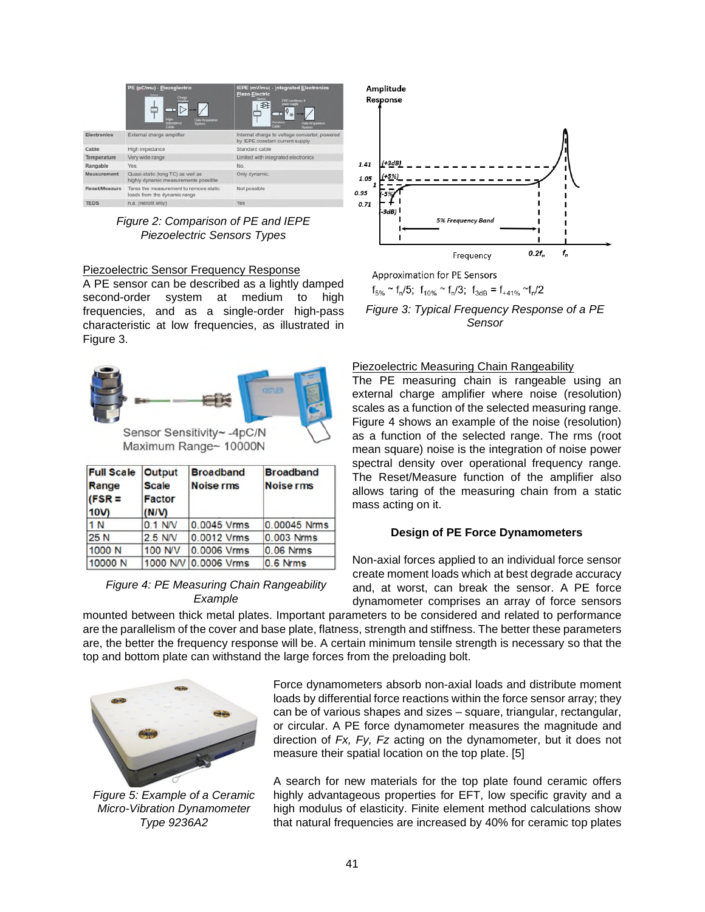| | PE (pC/mu) - Piezoelectric | IEPE (mV/mu) - Integrated Electronics Piezo Electric |
|---|---|---|
| Electronics | External charge amplifier | Internal charge to voltage converter, powered by IEPE constant current supply |
| Cable | High impedance | Standard cable |
| Temperature | Very wide range | Limited with integrated electronics |
| Rangable | Yes. | No. |
| Measurement | Quasi-static (long TC) as well as highly dynamic measurements possible | Only dynamic. |
| Reset/Measure | Tares the measurement to remove static loads from the dynamic range | Not possible |
| TEDS | n.a. (retrofit only) | Yes |

*Figure 2: Comparison of PE and IEPE Piezoelectric Sensors Types*

Approximation for PE Sensors

$f_{5\%} \sim f_n/5;\ f_{10\%} \sim f_n/3;\ f_{3dB} = f_{+41\%} \sim f_n/2$

*Figure 3: Typical Frequency Response of a PE Sensor*

Piezoelectric Sensor Frequency Response

A PE sensor can be described as a lightly damped second-order system at medium to high frequencies, and as a single-order high-pass characteristic at low frequencies, as illustrated in Figure 3.

Sensor Sensitivity~ -4pC/N
Maximum Range~ 10000N

| Full Scale Range (FSR = 10V) | Output Scale Factor (N/V) | Broadband Noise rms | Broadband Noise rms |
|---|---|---|---|
| 1 N | 0.1 N/V | 0.0045 Vrms | 0.00045 Nrms |
| 25 N | 2.5 N/V | 0.0012 Vrms | 0.003 Nrms |
| 1000 N | 100 N/V | 0.0006 Vrms | 0.06 Nrms |
| 10000 N | 1000 N/V | 0.0006 Vrms | 0.6 Nrms |

*Figure 4: PE Measuring Chain Rangeability Example*

Piezoelectric Measuring Chain Rangeability

The PE measuring chain is rangeable using an external charge amplifier where noise (resolution) scales as a function of the selected measuring range. Figure 4 shows an example of the noise (resolution) as a function of the selected range. The rms (root mean square) noise is the integration of noise power spectral density over operational frequency range. The Reset/Measure function of the amplifier also allows taring of the measuring chain from a static mass acting on it.

### Design of PE Force Dynamometers

Non-axial forces applied to an individual force sensor create moment loads which at best degrade accuracy and, at worst, can break the sensor. A PE force dynamometer comprises an array of force sensors mounted between thick metal plates. Important parameters to be considered and related to performance are the parallelism of the cover and base plate, flatness, strength and stiffness. The better these parameters are, the better the frequency response will be. A certain minimum tensile strength is necessary so that the top and bottom plate can withstand the large forces from the preloading bolt.

*Figure 5: Example of a Ceramic Micro-Vibration Dynamometer Type 9236A2*

Force dynamometers absorb non-axial loads and distribute moment loads by differential force reactions within the force sensor array; they can be of various shapes and sizes – square, triangular, rectangular, or circular. A PE force dynamometer measures the magnitude and direction of *Fx, Fy, Fz* acting on the dynamometer, but it does not measure their spatial location on the top plate. [5]

A search for new materials for the top plate found ceramic offers highly advantageous properties for EFT, low specific gravity and a high modulus of elasticity. Finite element method calculations show that natural frequencies are increased by 40% for ceramic top plates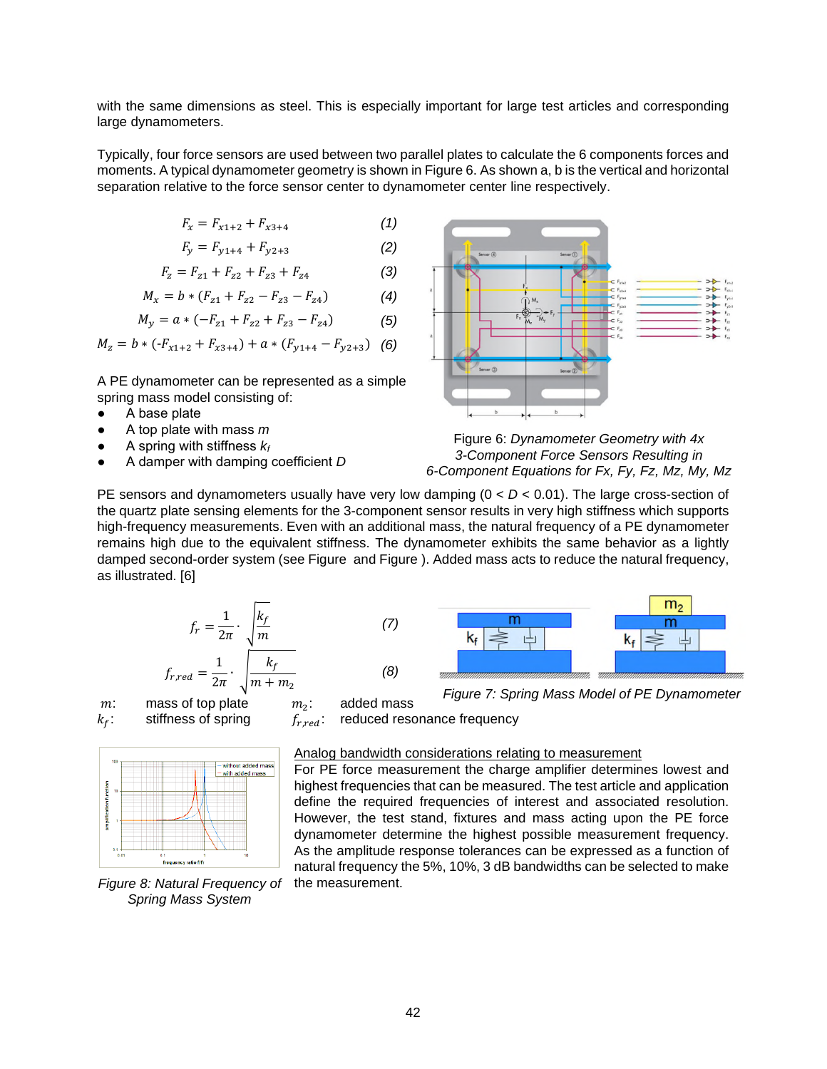with the same dimensions as steel. This is especially important for large test articles and corresponding large dynamometers.

Typically, four force sensors are used between two parallel plates to calculate the 6 components forces and moments. A typical dynamometer geometry is shown in Figure 6. As shown a, b is the vertical and horizontal separation relative to the force sensor center to dynamometer center line respectively.

$$F_x = F_{x1+2} + F_{x3+4} \quad (1)$$

$$F_y = F_{y1+4} + F_{y2+3} \quad (2)$$

$$F_z = F_{z1} + F_{z2} + F_{z3} + F_{z4} \quad (3)$$

$$M_x = b * (F_{z1} + F_{z2} - F_{z3} - F_{z4}) \quad (4)$$

$$M_y = a * (-F_{z1} + F_{z2} + F_{z3} - F_{z4}) \quad (5)$$

$$M_z = b * (-F_{x1+2} + F_{x3+4}) + a * (F_{y1+4} - F_{y2+3}) \quad (6)$$

Figure 6: *Dynamometer Geometry with 4x 3-Component Force Sensors Resulting in 6-Component Equations for Fx, Fy, Fz, Mz, My, Mz*

A PE dynamometer can be represented as a simple spring mass model consisting of:

- A base plate
- A top plate with mass *m*
- A spring with stiffness $k_f$
- A damper with damping coefficient *D*

PE sensors and dynamometers usually have very low damping (0 < *D* < 0.01). The large cross-section of the quartz plate sensing elements for the 3-component sensor results in very high stiffness which supports high-frequency measurements. Even with an additional mass, the natural frequency of a PE dynamometer remains high due to the equivalent stiffness. The dynamometer exhibits the same behavior as a lightly damped second-order system (see Figure and Figure ). Added mass acts to reduce the natural frequency, as illustrated. [6]

$$f_r = \frac{1}{2\pi} \cdot \sqrt{\frac{k_f}{m}} \quad (7)$$

$$f_{r,red} = \frac{1}{2\pi} \cdot \sqrt{\frac{k_f}{m + m_2}} \quad (8)$$

$m$: mass of top plate
$k_f$: stiffness of spring
$m_2$: added mass
$f_{r,red}$: reduced resonance frequency

Figure 7: *Spring Mass Model of PE Dynamometer*

Figure 8: *Natural Frequency of Spring Mass System*

<u>Analog bandwidth considerations relating to measurement</u>

For PE force measurement the charge amplifier determines lowest and highest frequencies that can be measured. The test article and application define the required frequencies of interest and associated resolution. However, the test stand, fixtures and mass acting upon the PE force dynamometer determine the highest possible measurement frequency. As the amplitude response tolerances can be expressed as a function of natural frequency the 5%, 10%, 3 dB bandwidths can be selected to make the measurement.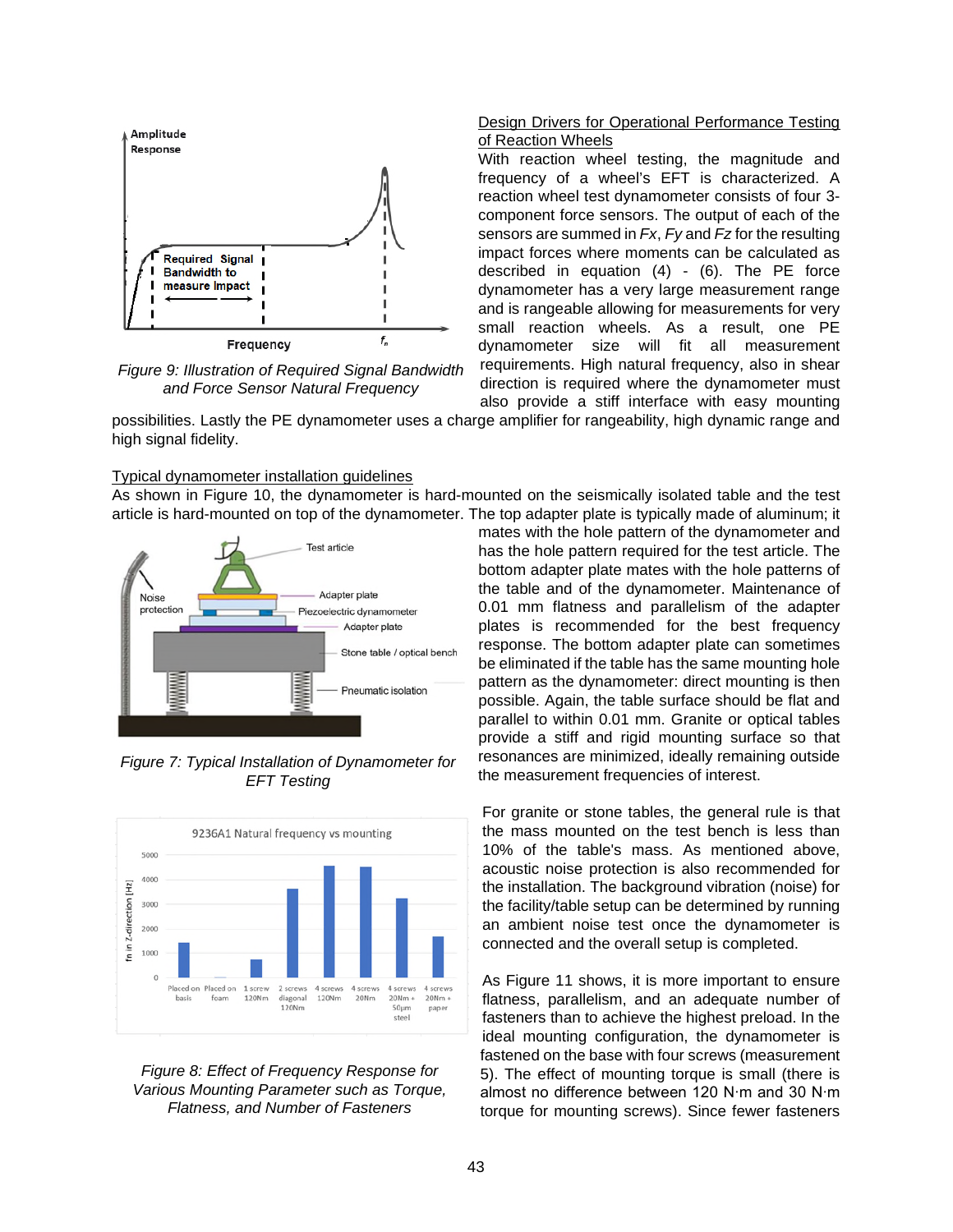Figure 9: Illustration of Required Signal Bandwidth and Force Sensor Natural Frequency

Design Drivers for Operational Performance Testing of Reaction Wheels

With reaction wheel testing, the magnitude and frequency of a wheel's EFT is characterized. A reaction wheel test dynamometer consists of four 3-component force sensors. The output of each of the sensors are summed in *Fx*, *Fy* and *Fz* for the resulting impact forces where moments can be calculated as described in equation (4) - (6). The PE force dynamometer has a very large measurement range and is rangeable allowing for measurements for very small reaction wheels. As a result, one PE dynamometer size will fit all measurement requirements. High natural frequency, also in shear direction is required where the dynamometer must also provide a stiff interface with easy mounting possibilities. Lastly the PE dynamometer uses a charge amplifier for rangeability, high dynamic range and high signal fidelity.

Typical dynamometer installation guidelines

As shown in Figure 10, the dynamometer is hard-mounted on the seismically isolated table and the test article is hard-mounted on top of the dynamometer. The top adapter plate is typically made of aluminum; it mates with the hole pattern of the dynamometer and has the hole pattern required for the test article. The bottom adapter plate mates with the hole patterns of the table and of the dynamometer. Maintenance of 0.01 mm flatness and parallelism of the adapter plates is recommended for the best frequency response. The bottom adapter plate can sometimes be eliminated if the table has the same mounting hole pattern as the dynamometer: direct mounting is then possible. Again, the table surface should be flat and parallel to within 0.01 mm. Granite or optical tables provide a stiff and rigid mounting surface so that resonances are minimized, ideally remaining outside the measurement frequencies of interest.

Figure 7: Typical Installation of Dynamometer for EFT Testing

For granite or stone tables, the general rule is that the mass mounted on the test bench is less than 10% of the table's mass. As mentioned above, acoustic noise protection is also recommended for the installation. The background vibration (noise) for the facility/table setup can be determined by running an ambient noise test once the dynamometer is connected and the overall setup is completed.

Figure 8: Effect of Frequency Response for Various Mounting Parameter such as Torque, Flatness, and Number of Fasteners

As Figure 11 shows, it is more important to ensure flatness, parallelism, and an adequate number of fasteners than to achieve the highest preload. In the ideal mounting configuration, the dynamometer is fastened on the base with four screws (measurement 5). The effect of mounting torque is small (there is almost no difference between 120 N·m and 30 N·m torque for mounting screws). Since fewer fasteners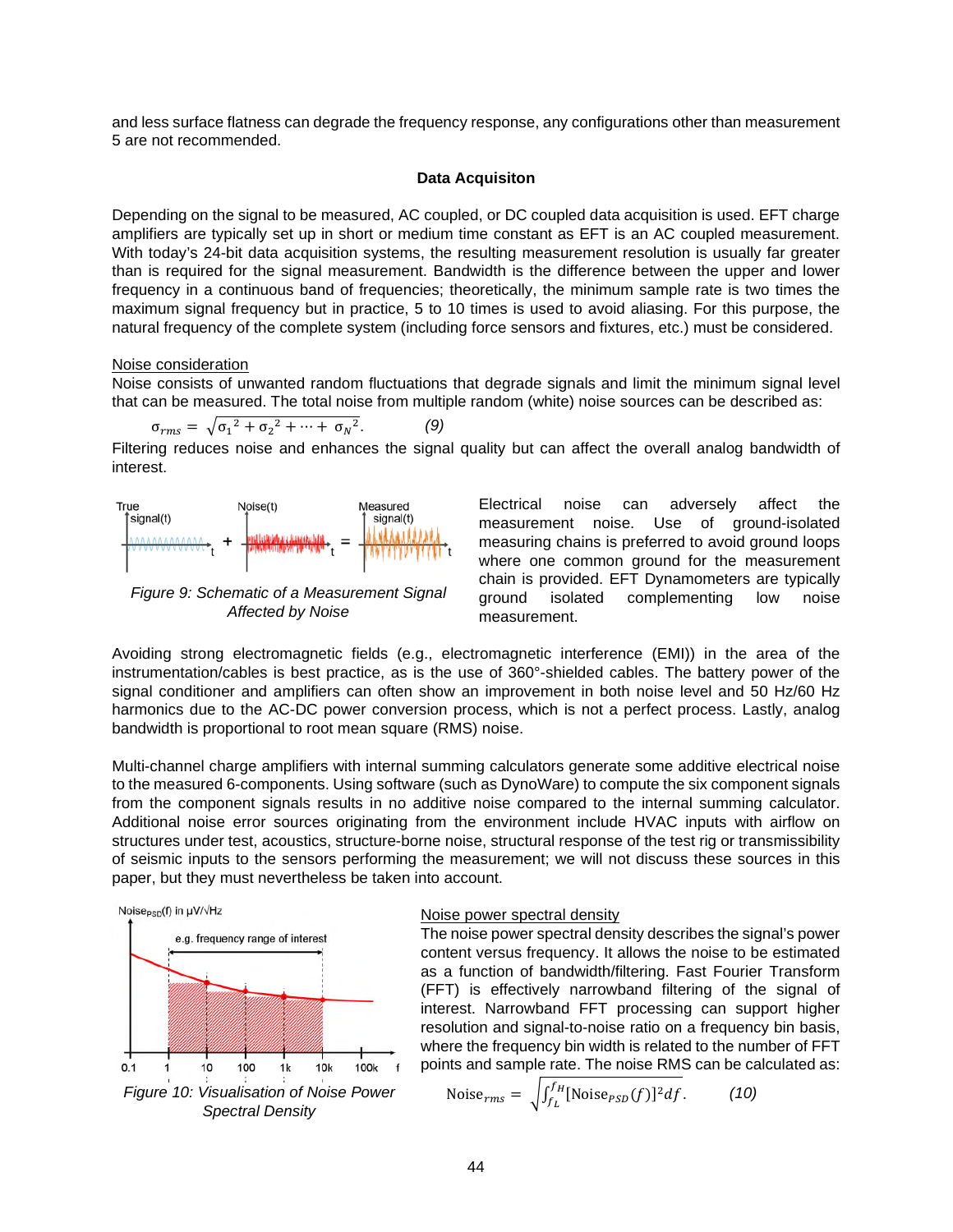and less surface flatness can degrade the frequency response, any configurations other than measurement 5 are not recommended.

## Data Acquisiton

Depending on the signal to be measured, AC coupled, or DC coupled data acquisition is used. EFT charge amplifiers are typically set up in short or medium time constant as EFT is an AC coupled measurement. With today's 24-bit data acquisition systems, the resulting measurement resolution is usually far greater than is required for the signal measurement. Bandwidth is the difference between the upper and lower frequency in a continuous band of frequencies; theoretically, the minimum sample rate is two times the maximum signal frequency but in practice, 5 to 10 times is used to avoid aliasing. For this purpose, the natural frequency of the complete system (including force sensors and fixtures, etc.) must be considered.

### Noise consideration

Noise consists of unwanted random fluctuations that degrade signals and limit the minimum signal level that can be measured. The total noise from multiple random (white) noise sources can be described as:

$$\sigma_{rms} = \sqrt{\sigma_1^{\,2} + \sigma_2^{\,2} + \cdots + \sigma_N^{\,2}}. \qquad (9)$$

Filtering reduces noise and enhances the signal quality but can affect the overall analog bandwidth of interest.

*Figure 9: Schematic of a Measurement Signal Affected by Noise*

Electrical noise can adversely affect the measurement noise. Use of ground-isolated measuring chains is preferred to avoid ground loops where one common ground for the measurement chain is provided. EFT Dynamometers are typically ground isolated complementing low noise measurement.

Avoiding strong electromagnetic fields (e.g., electromagnetic interference (EMI)) in the area of the instrumentation/cables is best practice, as is the use of 360°-shielded cables. The battery power of the signal conditioner and amplifiers can often show an improvement in both noise level and 50 Hz/60 Hz harmonics due to the AC-DC power conversion process, which is not a perfect process. Lastly, analog bandwidth is proportional to root mean square (RMS) noise.

Multi-channel charge amplifiers with internal summing calculators generate some additive electrical noise to the measured 6-components. Using software (such as DynoWare) to compute the six component signals from the component signals results in no additive noise compared to the internal summing calculator. Additional noise error sources originating from the environment include HVAC inputs with airflow on structures under test, acoustics, structure-borne noise, structural response of the test rig or transmissibility of seismic inputs to the sensors performing the measurement; we will not discuss these sources in this paper, but they must nevertheless be taken into account.

*Figure 10: Visualisation of Noise Power Spectral Density*

### Noise power spectral density

The noise power spectral density describes the signal's power content versus frequency. It allows the noise to be estimated as a function of bandwidth/filtering. Fast Fourier Transform (FFT) is effectively narrowband filtering of the signal of interest. Narrowband FFT processing can support higher resolution and signal-to-noise ratio on a frequency bin basis, where the frequency bin width is related to the number of FFT points and sample rate. The noise RMS can be calculated as:

$$\text{Noise}_{rms} = \sqrt{\int_{f_L}^{f_H} [\text{Noise}_{PSD}(f)]^2 df}. \qquad (10)$$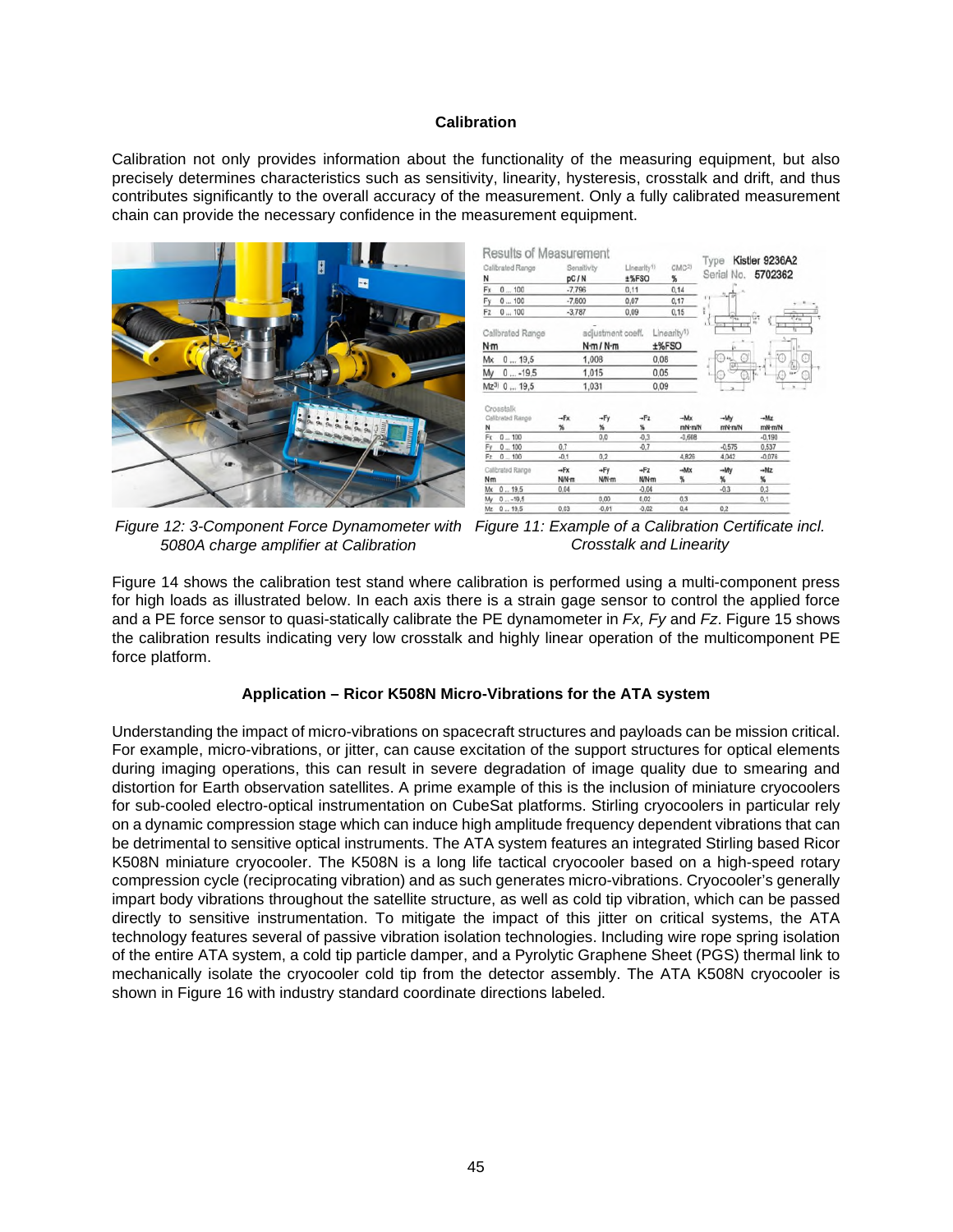### Calibration

Calibration not only provides information about the functionality of the measuring equipment, but also precisely determines characteristics such as sensitivity, linearity, hysteresis, crosstalk and drift, and thus contributes significantly to the overall accuracy of the measurement. Only a fully calibrated measurement chain can provide the necessary confidence in the measurement equipment.

*Figure 12: 3-Component Force Dynamometer with 5080A charge amplifier at Calibration*

*Figure 11: Example of a Calibration Certificate incl. Crosstalk and Linearity*

Figure 14 shows the calibration test stand where calibration is performed using a multi-component press for high loads as illustrated below. In each axis there is a strain gage sensor to control the applied force and a PE force sensor to quasi-statically calibrate the PE dynamometer in *Fx, Fy* and *Fz*. Figure 15 shows the calibration results indicating very low crosstalk and highly linear operation of the multicomponent PE force platform.

### Application – Ricor K508N Micro-Vibrations for the ATA system

Understanding the impact of micro-vibrations on spacecraft structures and payloads can be mission critical. For example, micro-vibrations, or jitter, can cause excitation of the support structures for optical elements during imaging operations, this can result in severe degradation of image quality due to smearing and distortion for Earth observation satellites. A prime example of this is the inclusion of miniature cryocoolers for sub-cooled electro-optical instrumentation on CubeSat platforms. Stirling cryocoolers in particular rely on a dynamic compression stage which can induce high amplitude frequency dependent vibrations that can be detrimental to sensitive optical instruments. The ATA system features an integrated Stirling based Ricor K508N miniature cryocooler. The K508N is a long life tactical cryocooler based on a high-speed rotary compression cycle (reciprocating vibration) and as such generates micro-vibrations. Cryocooler's generally impart body vibrations throughout the satellite structure, as well as cold tip vibration, which can be passed directly to sensitive instrumentation. To mitigate the impact of this jitter on critical systems, the ATA technology features several of passive vibration isolation technologies. Including wire rope spring isolation of the entire ATA system, a cold tip particle damper, and a Pyrolytic Graphene Sheet (PGS) thermal link to mechanically isolate the cryocooler cold tip from the detector assembly. The ATA K508N cryocooler is shown in Figure 16 with industry standard coordinate directions labeled.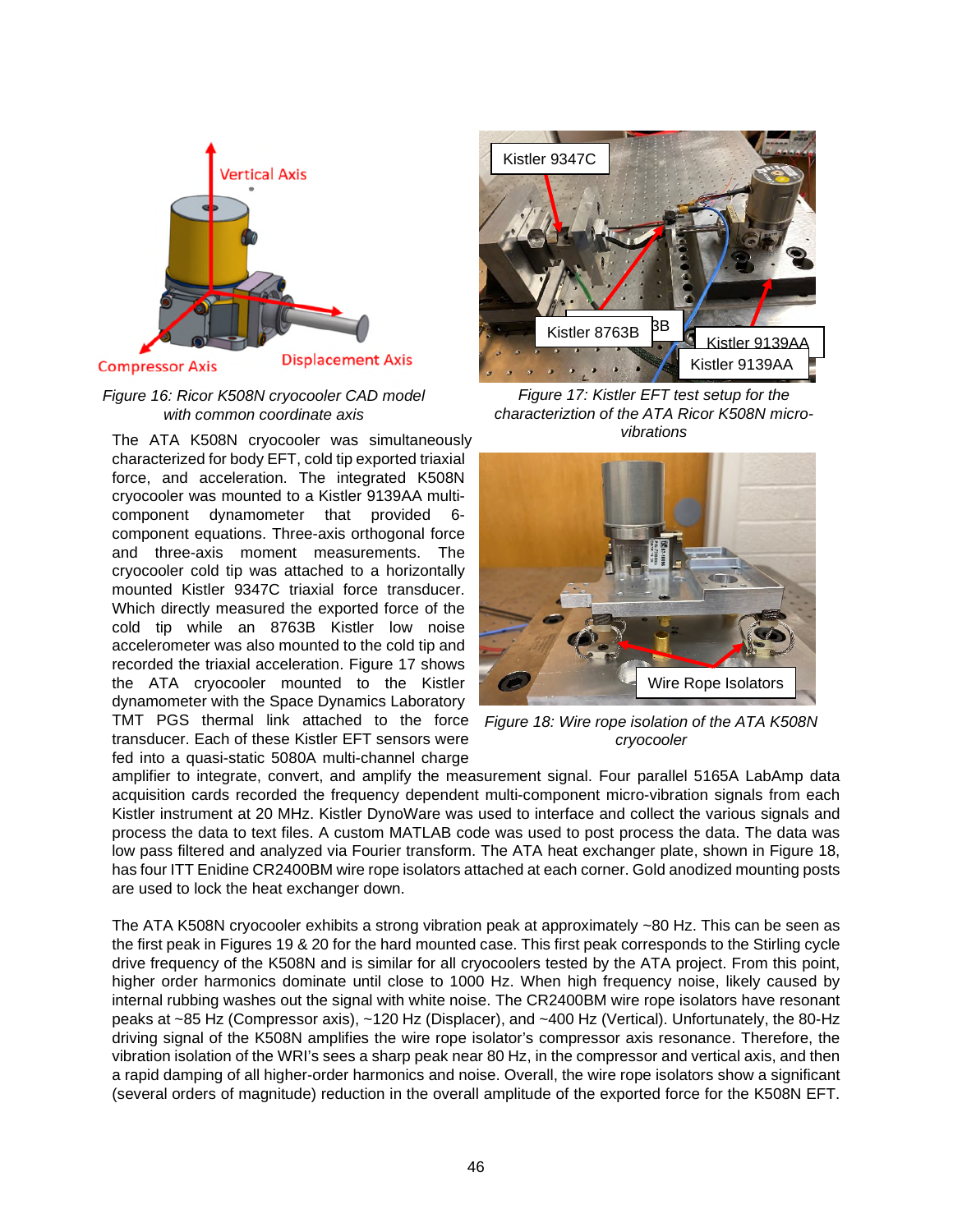*Figure 16: Ricor K508N cryocooler CAD model with common coordinate axis*

*Figure 17: Kistler EFT test setup for the characteriztion of the ATA Ricor K508N micro-vibrations*

*Figure 18: Wire rope isolation of the ATA K508N cryocooler*

The ATA K508N cryocooler was simultaneously characterized for body EFT, cold tip exported triaxial force, and acceleration. The integrated K508N cryocooler was mounted to a Kistler 9139AA multi-component dynamometer that provided 6-component equations. Three-axis orthogonal force and three-axis moment measurements. The cryocooler cold tip was attached to a horizontally mounted Kistler 9347C triaxial force transducer. Which directly measured the exported force of the cold tip while an 8763B Kistler low noise accelerometer was also mounted to the cold tip and recorded the triaxial acceleration. Figure 17 shows the ATA cryocooler mounted to the Kistler dynamometer with the Space Dynamics Laboratory TMT PGS thermal link attached to the force transducer. Each of these Kistler EFT sensors were fed into a quasi-static 5080A multi-channel charge amplifier to integrate, convert, and amplify the measurement signal. Four parallel 5165A LabAmp data acquisition cards recorded the frequency dependent multi-component micro-vibration signals from each Kistler instrument at 20 MHz. Kistler DynoWare was used to interface and collect the various signals and process the data to text files. A custom MATLAB code was used to post process the data. The data was low pass filtered and analyzed via Fourier transform. The ATA heat exchanger plate, shown in Figure 18, has four ITT Enidine CR2400BM wire rope isolators attached at each corner. Gold anodized mounting posts are used to lock the heat exchanger down.

The ATA K508N cryocooler exhibits a strong vibration peak at approximately ~80 Hz. This can be seen as the first peak in Figures 19 & 20 for the hard mounted case. This first peak corresponds to the Stirling cycle drive frequency of the K508N and is similar for all cryocoolers tested by the ATA project. From this point, higher order harmonics dominate until close to 1000 Hz. When high frequency noise, likely caused by internal rubbing washes out the signal with white noise. The CR2400BM wire rope isolators have resonant peaks at ~85 Hz (Compressor axis), ~120 Hz (Displacer), and ~400 Hz (Vertical). Unfortunately, the 80-Hz driving signal of the K508N amplifies the wire rope isolator's compressor axis resonance. Therefore, the vibration isolation of the WRI's sees a sharp peak near 80 Hz, in the compressor and vertical axis, and then a rapid damping of all higher-order harmonics and noise. Overall, the wire rope isolators show a significant (several orders of magnitude) reduction in the overall amplitude of the exported force for the K508N EFT.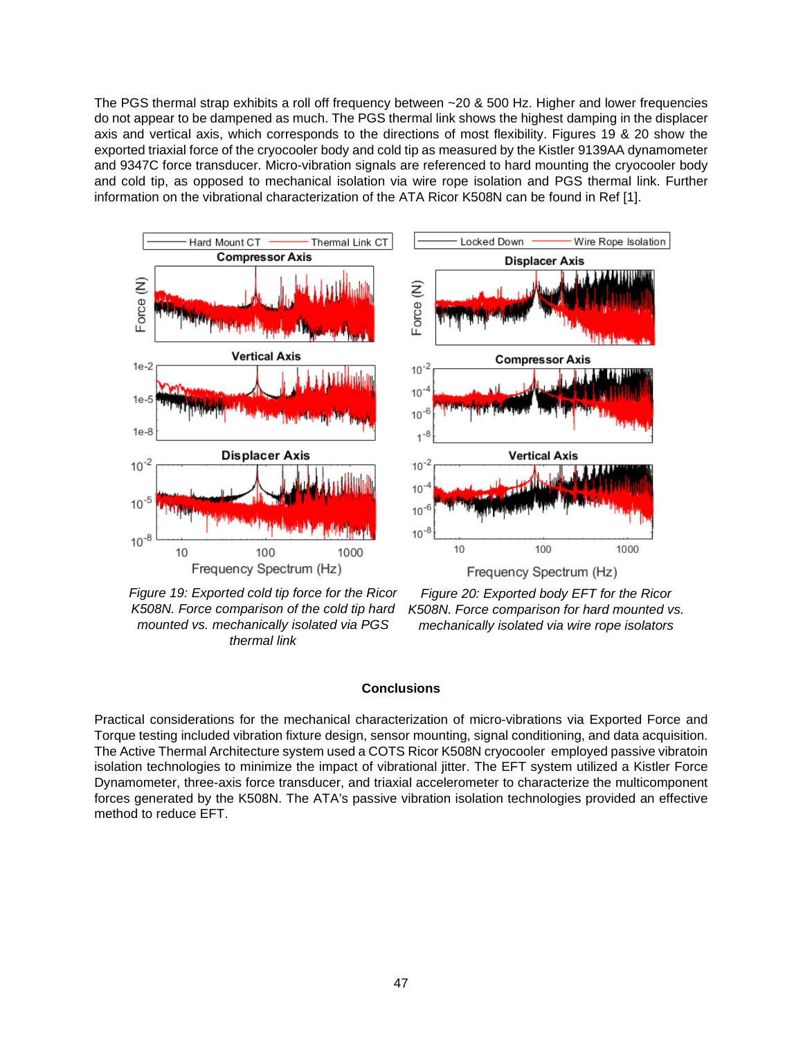The PGS thermal strap exhibits a roll off frequency between ~20 & 500 Hz. Higher and lower frequencies do not appear to be dampened as much. The PGS thermal link shows the highest damping in the displacer axis and vertical axis, which corresponds to the directions of most flexibility. Figures 19 & 20 show the exported triaxial force of the cryocooler body and cold tip as measured by the Kistler 9139AA dynamometer and 9347C force transducer. Micro-vibration signals are referenced to hard mounting the cryocooler body and cold tip, as opposed to mechanical isolation via wire rope isolation and PGS thermal link. Further information on the vibrational characterization of the ATA Ricor K508N can be found in Ref [1].

*Figure 19: Exported cold tip force for the Ricor K508N. Force comparison of the cold tip hard mounted vs. mechanically isolated via PGS thermal link*

*Figure 20: Exported body EFT for the Ricor K508N. Force comparison for hard mounted vs. mechanically isolated via wire rope isolators*

## Conclusions

Practical considerations for the mechanical characterization of micro-vibrations via Exported Force and Torque testing included vibration fixture design, sensor mounting, signal conditioning, and data acquisition. The Active Thermal Architecture system used a COTS Ricor K508N cryocooler employed passive vibratoin isolation technologies to minimize the impact of vibrational jitter. The EFT system utilized a Kistler Force Dynamometer, three-axis force transducer, and triaxial accelerometer to characterize the multicomponent forces generated by the K508N. The ATA's passive vibration isolation technologies provided an effective method to reduce EFT.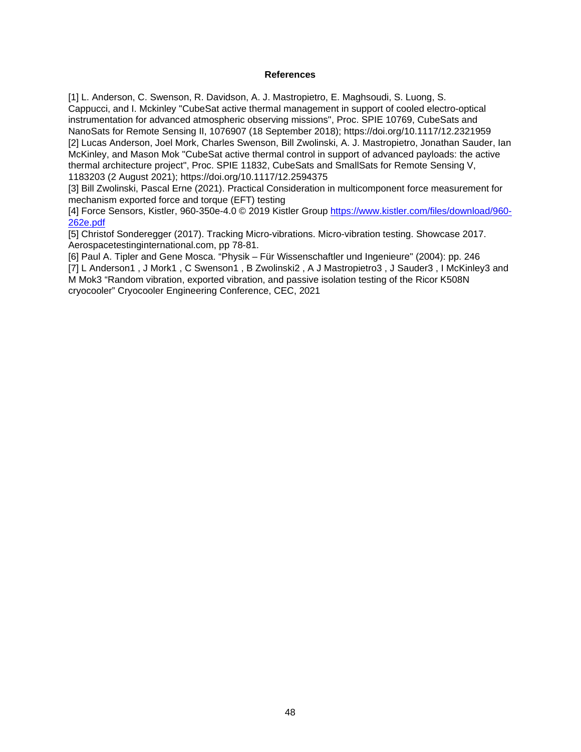**References**

[1] L. Anderson, C. Swenson, R. Davidson, A. J. Mastropietro, E. Maghsoudi, S. Luong, S. Cappucci, and I. Mckinley "CubeSat active thermal management in support of cooled electro-optical instrumentation for advanced atmospheric observing missions", Proc. SPIE 10769, CubeSats and NanoSats for Remote Sensing II, 1076907 (18 September 2018); https://doi.org/10.1117/12.2321959

[2] Lucas Anderson, Joel Mork, Charles Swenson, Bill Zwolinski, A. J. Mastropietro, Jonathan Sauder, Ian McKinley, and Mason Mok "CubeSat active thermal control in support of advanced payloads: the active thermal architecture project", Proc. SPIE 11832, CubeSats and SmallSats for Remote Sensing V, 1183203 (2 August 2021); https://doi.org/10.1117/12.2594375

[3] Bill Zwolinski, Pascal Erne (2021). Practical Consideration in multicomponent force measurement for mechanism exported force and torque (EFT) testing

[4] Force Sensors, Kistler, 960-350e-4.0 © 2019 Kistler Group https://www.kistler.com/files/download/960-262e.pdf

[5] Christof Sonderegger (2017). Tracking Micro-vibrations. Micro-vibration testing. Showcase 2017. Aerospacetestinginternational.com, pp 78-81.

[6] Paul A. Tipler and Gene Mosca. "Physik – Für Wissenschaftler und Ingenieure" (2004): pp. 246

[7] L Anderson1 , J Mork1 , C Swenson1 , B Zwolinski2 , A J Mastropietro3 , J Sauder3 , I McKinley3 and M Mok3 "Random vibration, exported vibration, and passive isolation testing of the Ricor K508N cryocooler" Cryocooler Engineering Conference, CEC, 2021